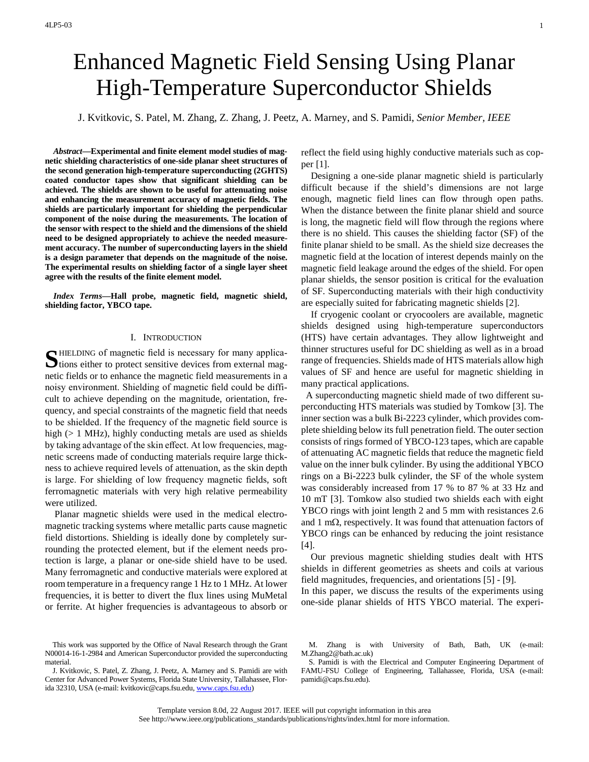# Enhanced Magnetic Field Sensing Using Planar High-Temperature Superconductor Shields

J. Kvitkovic, S. Patel, M. Zhang, Z. Zhang, J. Peetz, A. Marney, and S. Pamidi, *Senior Member, IEEE*

***Abstract*—Experimental and finite element model studies of magnetic shielding characteristics of one-side planar sheet structures of the second generation high-temperature superconducting (2GHTS) coated conductor tapes show that significant shielding can be achieved. The shields are shown to be useful for attenuating noise and enhancing the measurement accuracy of magnetic fields. The shields are particularly important for shielding the perpendicular component of the noise during the measurements. The location of the sensor with respect to the shield and the dimensions of the shield need to be designed appropriately to achieve the needed measurement accuracy. The number of superconducting layers in the shield is a design parameter that depends on the magnitude of the noise. The experimental results on shielding factor of a single layer sheet agree with the results of the finite element model.**

***Index Terms*—Hall probe, magnetic field, magnetic shield, shielding factor, YBCO tape.**

## I. Introduction

SHIELDING of magnetic field is necessary for many applications either to protect sensitive devices from external magnetic fields or to enhance the magnetic field measurements in a noisy environment. Shielding of magnetic field could be difficult to achieve depending on the magnitude, orientation, frequency, and special constraints of the magnetic field that needs to be shielded. If the frequency of the magnetic field source is high (> 1 MHz), highly conducting metals are used as shields by taking advantage of the skin effect. At low frequencies, magnetic screens made of conducting materials require large thickness to achieve required levels of attenuation, as the skin depth is large. For shielding of low frequency magnetic fields, soft ferromagnetic materials with very high relative permeability were utilized.

Planar magnetic shields were used in the medical electromagnetic tracking systems where metallic parts cause magnetic field distortions. Shielding is ideally done by completely surrounding the protected element, but if the element needs protection is large, a planar or one-side shield have to be used. Many ferromagnetic and conductive materials were explored at room temperature in a frequency range 1 Hz to 1 MHz. At lower frequencies, it is better to divert the flux lines using MuMetal or ferrite. At higher frequencies is advantageous to absorb or reflect the field using highly conductive materials such as copper [1].

Designing a one-side planar magnetic shield is particularly difficult because if the shield's dimensions are not large enough, magnetic field lines can flow through open paths. When the distance between the finite planar shield and source is long, the magnetic field will flow through the regions where there is no shield. This causes the shielding factor (SF) of the finite planar shield to be small. As the shield size decreases the magnetic field at the location of interest depends mainly on the magnetic field leakage around the edges of the shield. For open planar shields, the sensor position is critical for the evaluation of SF. Superconducting materials with their high conductivity are especially suited for fabricating magnetic shields [2].

If cryogenic coolant or cryocoolers are available, magnetic shields designed using high-temperature superconductors (HTS) have certain advantages. They allow lightweight and thinner structures useful for DC shielding as well as in a broad range of frequencies. Shields made of HTS materials allow high values of SF and hence are useful for magnetic shielding in many practical applications.

A superconducting magnetic shield made of two different superconducting HTS materials was studied by Tomkow [3]. The inner section was a bulk Bi-2223 cylinder, which provides complete shielding below its full penetration field. The outer section consists of rings formed of YBCO-123 tapes, which are capable of attenuating AC magnetic fields that reduce the magnetic field value on the inner bulk cylinder. By using the additional YBCO rings on a Bi-2223 bulk cylinder, the SF of the whole system was considerably increased from 17 % to 87 % at 33 Hz and 10 mT [3]. Tomkow also studied two shields each with eight YBCO rings with joint length 2 and 5 mm with resistances 2.6 and 1 mΩ, respectively. It was found that attenuation factors of YBCO rings can be enhanced by reducing the joint resistance [4].

Our previous magnetic shielding studies dealt with HTS shields in different geometries as sheets and coils at various field magnitudes, frequencies, and orientations [5] - [9].

In this paper, we discuss the results of the experiments using one-side planar shields of HTS YBCO material. The experi-

This work was supported by the Office of Naval Research through the Grant N00014-16-1-2984 and American Superconductor provided the superconducting material.

J. Kvitkovic, S. Patel, Z. Zhang, J. Peetz, A. Marney and S. Pamidi are with Center for Advanced Power Systems, Florida State University, Tallahassee, Florida 32310, USA (e-mail: kvitkovic@caps.fsu.edu, www.caps.fsu.edu)

M. Zhang is with University of Bath, Bath, UK (e-mail: M.Zhang2@bath.ac.uk)

S. Pamidi is with the Electrical and Computer Engineering Department of FAMU-FSU College of Engineering, Tallahassee, Florida, USA (e-mail: pamidi@caps.fsu.edu).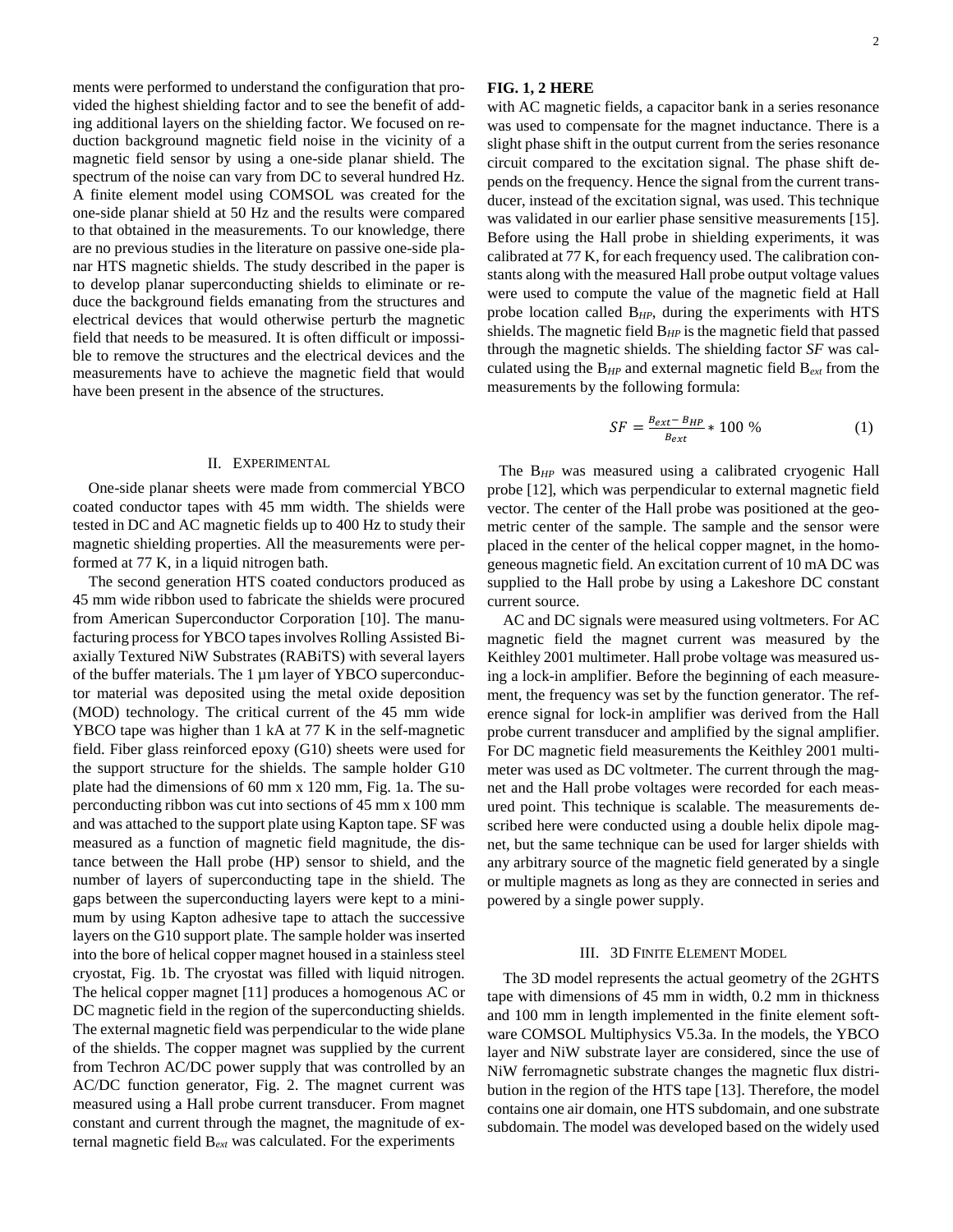ments were performed to understand the configuration that provided the highest shielding factor and to see the benefit of adding additional layers on the shielding factor. We focused on reduction background magnetic field noise in the vicinity of a magnetic field sensor by using a one-side planar shield. The spectrum of the noise can vary from DC to several hundred Hz. A finite element model using COMSOL was created for the one-side planar shield at 50 Hz and the results were compared to that obtained in the measurements. To our knowledge, there are no previous studies in the literature on passive one-side planar HTS magnetic shields. The study described in the paper is to develop planar superconducting shields to eliminate or reduce the background fields emanating from the structures and electrical devices that would otherwise perturb the magnetic field that needs to be measured. It is often difficult or impossible to remove the structures and the electrical devices and the measurements have to achieve the magnetic field that would have been present in the absence of the structures.

## II. Experimental

One-side planar sheets were made from commercial YBCO coated conductor tapes with 45 mm width. The shields were tested in DC and AC magnetic fields up to 400 Hz to study their magnetic shielding properties. All the measurements were performed at 77 K, in a liquid nitrogen bath.

The second generation HTS coated conductors produced as 45 mm wide ribbon used to fabricate the shields were procured from American Superconductor Corporation [10]. The manufacturing process for YBCO tapes involves Rolling Assisted Biaxially Textured NiW Substrates (RABiTS) with several layers of the buffer materials. The 1 µm layer of YBCO superconductor material was deposited using the metal oxide deposition (MOD) technology. The critical current of the 45 mm wide YBCO tape was higher than 1 kA at 77 K in the self-magnetic field. Fiber glass reinforced epoxy (G10) sheets were used for the support structure for the shields. The sample holder G10 plate had the dimensions of 60 mm x 120 mm, Fig. 1a. The superconducting ribbon was cut into sections of 45 mm x 100 mm and was attached to the support plate using Kapton tape. SF was measured as a function of magnetic field magnitude, the distance between the Hall probe (HP) sensor to shield, and the number of layers of superconducting tape in the shield. The gaps between the superconducting layers were kept to a minimum by using Kapton adhesive tape to attach the successive layers on the G10 support plate. The sample holder was inserted into the bore of helical copper magnet housed in a stainless steel cryostat, Fig. 1b. The cryostat was filled with liquid nitrogen. The helical copper magnet [11] produces a homogenous AC or DC magnetic field in the region of the superconducting shields. The external magnetic field was perpendicular to the wide plane of the shields. The copper magnet was supplied by the current from Techron AC/DC power supply that was controlled by an AC/DC function generator, Fig. 2. The magnet current was measured using a Hall probe current transducer. From magnet constant and current through the magnet, the magnitude of external magnetic field $B_{ext}$ was calculated. For the experiments

**FIG. 1, 2 HERE**

with AC magnetic fields, a capacitor bank in a series resonance was used to compensate for the magnet inductance. There is a slight phase shift in the output current from the series resonance circuit compared to the excitation signal. The phase shift depends on the frequency. Hence the signal from the current transducer, instead of the excitation signal, was used. This technique was validated in our earlier phase sensitive measurements [15]. Before using the Hall probe in shielding experiments, it was calibrated at 77 K, for each frequency used. The calibration constants along with the measured Hall probe output voltage values were used to compute the value of the magnetic field at Hall probe location called $B_{HP}$, during the experiments with HTS shields. The magnetic field $B_{HP}$ is the magnetic field that passed through the magnetic shields. The shielding factor *SF* was calculated using the $B_{HP}$ and external magnetic field $B_{ext}$ from the measurements by the following formula:

$$SF = \frac{B_{ext} - B_{HP}}{B_{ext}} * 100\ \% \tag{1}$$

The $B_{HP}$ was measured using a calibrated cryogenic Hall probe [12], which was perpendicular to external magnetic field vector. The center of the Hall probe was positioned at the geometric center of the sample. The sample and the sensor were placed in the center of the helical copper magnet, in the homogeneous magnetic field. An excitation current of 10 mA DC was supplied to the Hall probe by using a Lakeshore DC constant current source.

AC and DC signals were measured using voltmeters. For AC magnetic field the magnet current was measured by the Keithley 2001 multimeter. Hall probe voltage was measured using a lock-in amplifier. Before the beginning of each measurement, the frequency was set by the function generator. The reference signal for lock-in amplifier was derived from the Hall probe current transducer and amplified by the signal amplifier. For DC magnetic field measurements the Keithley 2001 multimeter was used as DC voltmeter. The current through the magnet and the Hall probe voltages were recorded for each measured point. This technique is scalable. The measurements described here were conducted using a double helix dipole magnet, but the same technique can be used for larger shields with any arbitrary source of the magnetic field generated by a single or multiple magnets as long as they are connected in series and powered by a single power supply.

## III. 3D Finite Element Model

The 3D model represents the actual geometry of the 2GHTS tape with dimensions of 45 mm in width, 0.2 mm in thickness and 100 mm in length implemented in the finite element software COMSOL Multiphysics V5.3a. In the models, the YBCO layer and NiW substrate layer are considered, since the use of NiW ferromagnetic substrate changes the magnetic flux distribution in the region of the HTS tape [13]. Therefore, the model contains one air domain, one HTS subdomain, and one substrate subdomain. The model was developed based on the widely used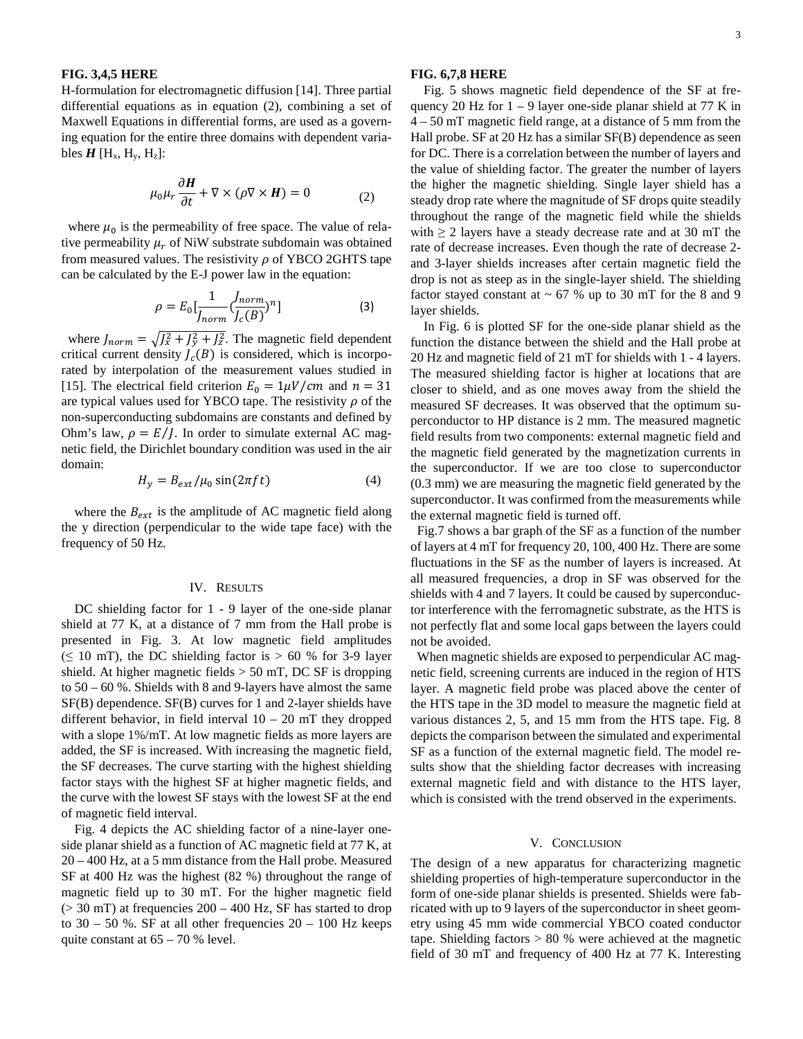**FIG. 3,4,5 HERE**

H-formulation for electromagnetic diffusion [14]. Three partial differential equations as in equation (2), combining a set of Maxwell Equations in differential forms, are used as a governing equation for the entire three domains with dependent variables $\boldsymbol{H}$ [$H_x$, $H_y$, $H_z$]:

$$\mu_0 \mu_r \frac{\partial \boldsymbol{H}}{\partial t} + \nabla \times (\rho \nabla \times \boldsymbol{H}) = 0 \qquad (2)$$

where $\mu_0$ is the permeability of free space. The value of relative permeability $\mu_r$ of NiW substrate subdomain was obtained from measured values. The resistivity $\rho$ of YBCO 2GHTS tape can be calculated by the E-J power law in the equation:

$$\rho = E_0 [\frac{1}{J_{norm}} (\frac{J_{norm}}{J_c(B)})^n] \qquad (3)$$

where $J_{norm} = \sqrt{J_x^2 + J_y^2 + J_z^2}$. The magnetic field dependent critical current density $J_c(B)$ is considered, which is incorporated by interpolation of the measurement values studied in [15]. The electrical field criterion $E_0 = 1\mu V/cm$ and $n = 31$ are typical values used for YBCO tape. The resistivity $\rho$ of the non-superconducting subdomains are constants and defined by Ohm's law, $\rho = E/J$. In order to simulate external AC magnetic field, the Dirichlet boundary condition was used in the air domain:

$$H_y = B_{ext}/\mu_0 \sin(2\pi f t) \qquad (4)$$

where the $B_{ext}$ is the amplitude of AC magnetic field along the y direction (perpendicular to the wide tape face) with the frequency of 50 Hz.

## IV. Results

DC shielding factor for 1 - 9 layer of the one-side planar shield at 77 K, at a distance of 7 mm from the Hall probe is presented in Fig. 3. At low magnetic field amplitudes ($\leq$ 10 mT), the DC shielding factor is > 60 % for 3-9 layer shield. At higher magnetic fields > 50 mT, DC SF is dropping to 50 – 60 %. Shields with 8 and 9-layers have almost the same SF(B) dependence. SF(B) curves for 1 and 2-layer shields have different behavior, in field interval 10 – 20 mT they dropped with a slope 1%/mT. At low magnetic fields as more layers are added, the SF is increased. With increasing the magnetic field, the SF decreases. The curve starting with the highest shielding factor stays with the highest SF at higher magnetic fields, and the curve with the lowest SF stays with the lowest SF at the end of magnetic field interval.

Fig. 4 depicts the AC shielding factor of a nine-layer one-side planar shield as a function of AC magnetic field at 77 K, at 20 – 400 Hz, at a 5 mm distance from the Hall probe. Measured SF at 400 Hz was the highest (82 %) throughout the range of magnetic field up to 30 mT. For the higher magnetic field (> 30 mT) at frequencies 200 – 400 Hz, SF has started to drop to 30 – 50 %. SF at all other frequencies 20 – 100 Hz keeps quite constant at 65 – 70 % level.

**FIG. 6,7,8 HERE**

Fig. 5 shows magnetic field dependence of the SF at frequency 20 Hz for 1 – 9 layer one-side planar shield at 77 K in 4 – 50 mT magnetic field range, at a distance of 5 mm from the Hall probe. SF at 20 Hz has a similar SF(B) dependence as seen for DC. There is a correlation between the number of layers and the value of shielding factor. The greater the number of layers the higher the magnetic shielding. Single layer shield has a steady drop rate where the magnitude of SF drops quite steadily throughout the range of the magnetic field while the shields with $\geq$ 2 layers have a steady decrease rate and at 30 mT the rate of decrease increases. Even though the rate of decrease 2- and 3-layer shields increases after certain magnetic field the drop is not as steep as in the single-layer shield. The shielding factor stayed constant at ~ 67 % up to 30 mT for the 8 and 9 layer shields.

In Fig. 6 is plotted SF for the one-side planar shield as the function the distance between the shield and the Hall probe at 20 Hz and magnetic field of 21 mT for shields with 1 - 4 layers. The measured shielding factor is higher at locations that are closer to shield, and as one moves away from the shield the measured SF decreases. It was observed that the optimum superconductor to HP distance is 2 mm. The measured magnetic field results from two components: external magnetic field and the magnetic field generated by the magnetization currents in the superconductor. If we are too close to superconductor (0.3 mm) we are measuring the magnetic field generated by the superconductor. It was confirmed from the measurements while the external magnetic field is turned off.

Fig.7 shows a bar graph of the SF as a function of the number of layers at 4 mT for frequency 20, 100, 400 Hz. There are some fluctuations in the SF as the number of layers is increased. At all measured frequencies, a drop in SF was observed for the shields with 4 and 7 layers. It could be caused by superconductor interference with the ferromagnetic substrate, as the HTS is not perfectly flat and some local gaps between the layers could not be avoided.

When magnetic shields are exposed to perpendicular AC magnetic field, screening currents are induced in the region of HTS layer. A magnetic field probe was placed above the center of the HTS tape in the 3D model to measure the magnetic field at various distances 2, 5, and 15 mm from the HTS tape. Fig. 8 depicts the comparison between the simulated and experimental SF as a function of the external magnetic field. The model results show that the shielding factor decreases with increasing external magnetic field and with distance to the HTS layer, which is consisted with the trend observed in the experiments.

## V. Conclusion

The design of a new apparatus for characterizing magnetic shielding properties of high-temperature superconductor in the form of one-side planar shields is presented. Shields were fabricated with up to 9 layers of the superconductor in sheet geometry using 45 mm wide commercial YBCO coated conductor tape. Shielding factors > 80 % were achieved at the magnetic field of 30 mT and frequency of 400 Hz at 77 K. Interesting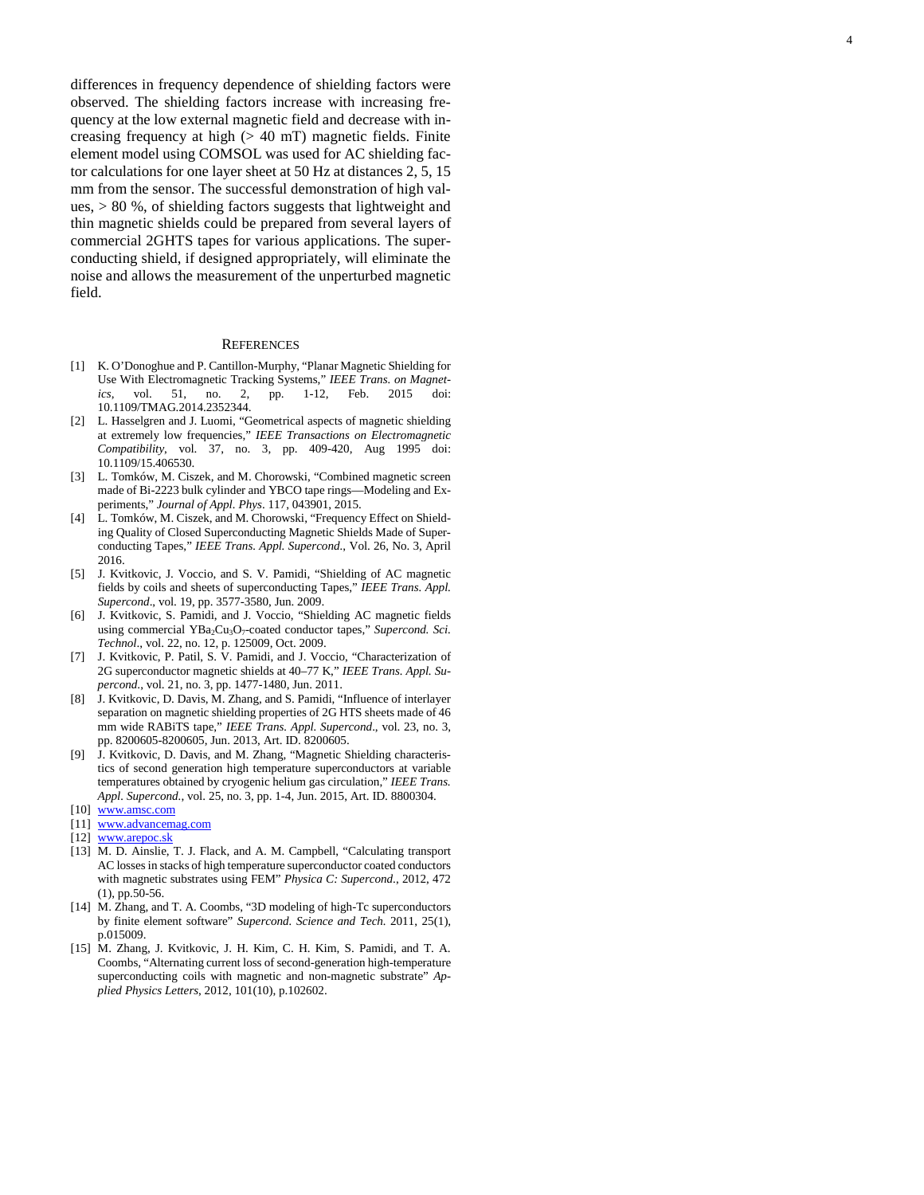differences in frequency dependence of shielding factors were observed. The shielding factors increase with increasing frequency at the low external magnetic field and decrease with increasing frequency at high (> 40 mT) magnetic fields. Finite element model using COMSOL was used for AC shielding factor calculations for one layer sheet at 50 Hz at distances 2, 5, 15 mm from the sensor. The successful demonstration of high values, > 80 %, of shielding factors suggests that lightweight and thin magnetic shields could be prepared from several layers of commercial 2GHTS tapes for various applications. The superconducting shield, if designed appropriately, will eliminate the noise and allows the measurement of the unperturbed magnetic field.

## References

[1] K. O'Donoghue and P. Cantillon-Murphy, "Planar Magnetic Shielding for Use With Electromagnetic Tracking Systems," *IEEE Trans. on Magnetics*, vol. 51, no. 2, pp. 1-12, Feb. 2015 doi: 10.1109/TMAG.2014.2352344.

[2] L. Hasselgren and J. Luomi, "Geometrical aspects of magnetic shielding at extremely low frequencies," *IEEE Transactions on Electromagnetic Compatibility*, vol. 37, no. 3, pp. 409-420, Aug 1995 doi: 10.1109/15.406530.

[3] L. Tomków, M. Ciszek, and M. Chorowski, "Combined magnetic screen made of Bi-2223 bulk cylinder and YBCO tape rings—Modeling and Experiments," *Journal of Appl. Phys*. 117, 043901, 2015.

[4] L. Tomków, M. Ciszek, and M. Chorowski, "Frequency Effect on Shielding Quality of Closed Superconducting Magnetic Shields Made of Superconducting Tapes," *IEEE Trans. Appl. Supercond.*, Vol. 26, No. 3, April 2016.

[5] J. Kvitkovic, J. Voccio, and S. V. Pamidi, "Shielding of AC magnetic fields by coils and sheets of superconducting Tapes," *IEEE Trans. Appl. Supercond*., vol. 19, pp. 3577-3580, Jun. 2009.

[6] J. Kvitkovic, S. Pamidi, and J. Voccio, "Shielding AC magnetic fields using commercial $YBa_2Cu_3O_7$-coated conductor tapes," *Supercond. Sci. Technol*., vol. 22, no. 12, p. 125009, Oct. 2009.

[7] J. Kvitkovic, P. Patil, S. V. Pamidi, and J. Voccio, "Characterization of 2G superconductor magnetic shields at 40–77 K," *IEEE Trans. Appl. Supercond.*, vol. 21, no. 3, pp. 1477-1480, Jun. 2011.

[8] J. Kvitkovic, D. Davis, M. Zhang, and S. Pamidi, "Influence of interlayer separation on magnetic shielding properties of 2G HTS sheets made of 46 mm wide RABiTS tape," *IEEE Trans. Appl. Supercond*., vol. 23, no. 3, pp. 8200605-8200605, Jun. 2013, Art. ID. 8200605.

[9] J. Kvitkovic, D. Davis, and M. Zhang, "Magnetic Shielding characteristics of second generation high temperature superconductors at variable temperatures obtained by cryogenic helium gas circulation," *IEEE Trans. Appl. Supercond.*, vol. 25, no. 3, pp. 1-4, Jun. 2015, Art. ID. 8800304.

[10] www.amsc.com

[11] www.advancemag.com

[12] www.arepoc.sk

[13] M. D. Ainslie, T. J. Flack, and A. M. Campbell, "Calculating transport AC losses in stacks of high temperature superconductor coated conductors with magnetic substrates using FEM" *Physica C: Supercond*., 2012, 472 (1), pp.50-56.

[14] M. Zhang, and T. A. Coombs, "3D modeling of high-Tc superconductors by finite element software" *Supercond. Science and Tech.* 2011, 25(1), p.015009.

[15] M. Zhang, J. Kvitkovic, J. H. Kim, C. H. Kim, S. Pamidi, and T. A. Coombs, "Alternating current loss of second-generation high-temperature superconducting coils with magnetic and non-magnetic substrate" *Applied Physics Letters*, 2012, 101(10), p.102602.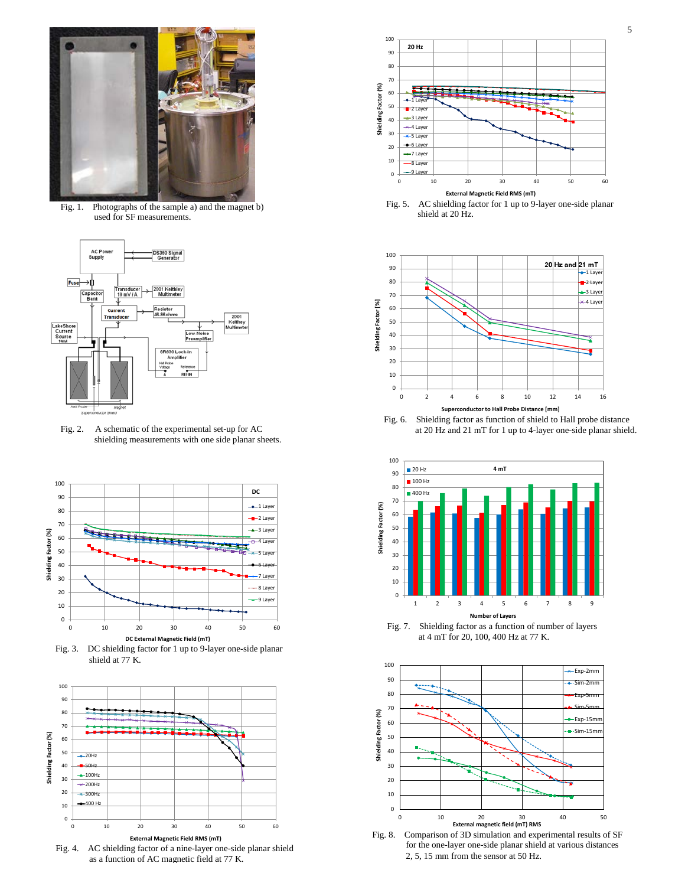Fig. 1. Photographs of the sample a) and the magnet b) used for SF measurements.

AC Power Supply
DS360 Signal Generator
Fuse
Capacitor Bank
Transducer 10 mV / A
2001 Keithley Multimeter
Current Transducer
Resistor 46.86ohms
2001 Keithley Multimeter
LakeShore Current Source
Low-Noise Preamplifier
SR830 Lock-In Amplifier
Hall Probe Voltage
Reference
A
REF IN
Hall Probe
Magnet
Superconductor Shield

Fig. 2. A schematic of the experimental set-up for AC shielding measurements with one side planar sheets.

DC
Shielding Factor (%)
DC External Magnetic Field (mT)
1 Layer
2 Layer
3 Layer
4 Layer
5 Layer
6 Layer
7 Layer
8 Layer
9 Layer

Fig. 3. DC shielding factor for 1 up to 9-layer one-side planar shield at 77 K.

Shielding Factor (%)
External Magnetic Field RMS (mT)
20Hz
50Hz
100Hz
200Hz
300Hz
400 Hz

Fig. 4. AC shielding factor of a nine-layer one-side planar shield as a function of AC magnetic field at 77 K.

20 Hz
Shielding Factor (%)
External Magnetic Field RMS (mT)
1 Layer
2 Layer
3 Layer
4 Layer
5 Layer
6 Layer
7 Layer
8 Layer
9 Layer

Fig. 5. AC shielding factor for 1 up to 9-layer one-side planar shield at 20 Hz.

20 Hz and 21 mT
Shielding Factor [%]
Superconductor to Hall Probe Distance [mm]
1 Layer
2 Layer
3 Layer
4 Layer

Fig. 6. Shielding factor as function of shield to Hall probe distance at 20 Hz and 21 mT for 1 up to 4-layer one-side planar shield.

4 mT
Shielding Factor (%)
Number of Layers
20 Hz
100 Hz
400 Hz

Fig. 7. Shielding factor as a function of number of layers at 4 mT for 20, 100, 400 Hz at 77 K.

Shielding Factor (%)
External magnetic field (mT) RMS
Exp-2mm
Sim-2mm
Exp-5mm
Sim-5mm
Exp-15mm
Sim-15mm

Fig. 8. Comparison of 3D simulation and experimental results of SF for the one-layer one-side planar shield at various distances 2, 5, 15 mm from the sensor at 50 Hz.